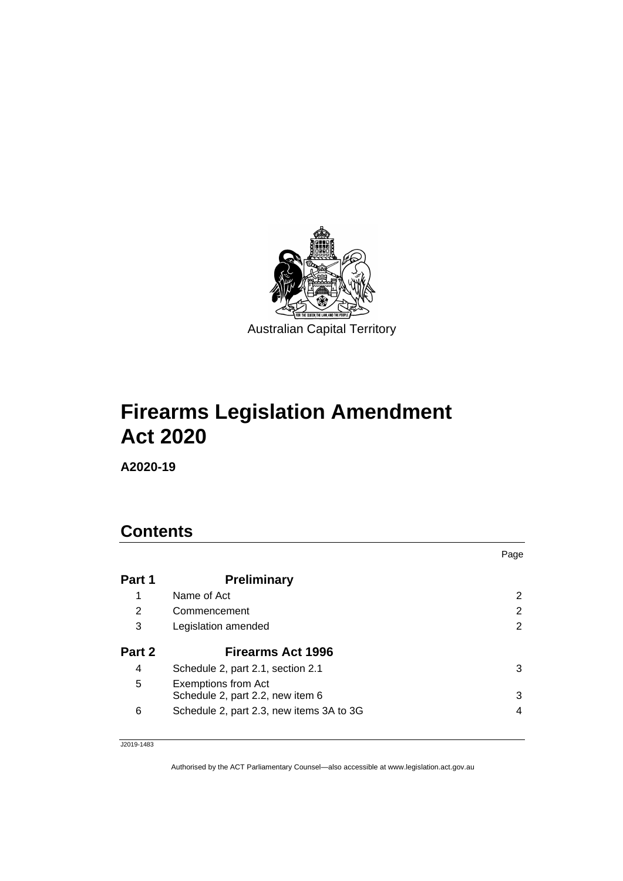Australian Capital Territory

# Firearms Legislation Amendment Act 2020

**A2020-19**

## Contents

| | | Page |
|---|---|---|
| **Part 1** | **Preliminary** | |
| 1 | Name of Act | 2 |
| 2 | Commencement | 2 |
| 3 | Legislation amended | 2 |
| **Part 2** | **Firearms Act 1996** | |
| 4 | Schedule 2, part 2.1, section 2.1 | 3 |
| 5 | Exemptions from Act<br>Schedule 2, part 2.2, new item 6 | 3 |
| 6 | Schedule 2, part 2.3, new items 3A to 3G | 4 |

J2019-1483

Authorised by the ACT Parliamentary Counsel—also accessible at www.legislation.act.gov.au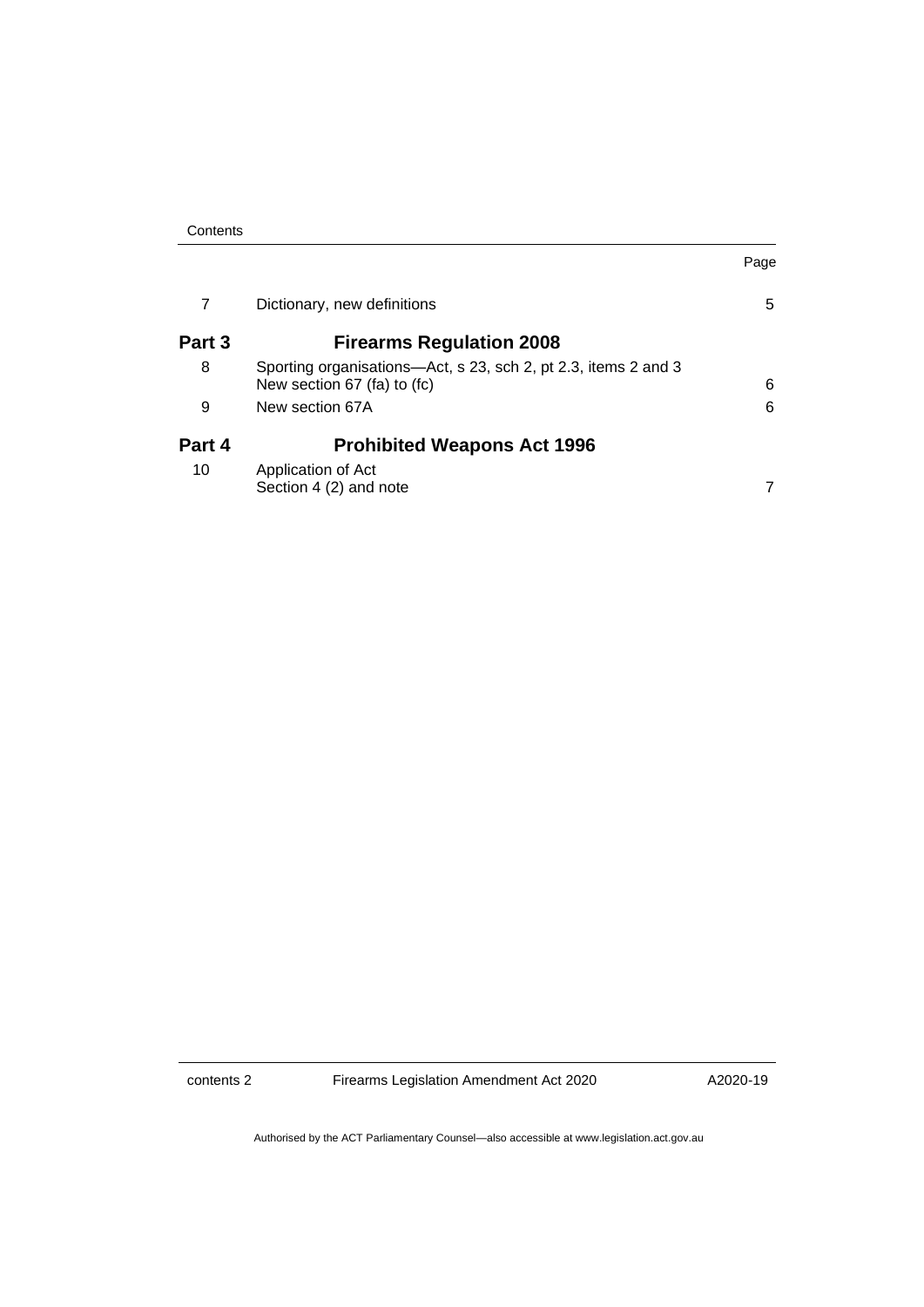| | | Page |
|---|---|---|
| 7 | Dictionary, new definitions | 5 |
| **Part 3** | **Firearms Regulation 2008** | |
| 8 | Sporting organisations—Act, s 23, sch 2, pt 2.3, items 2 and 3<br>New section 67 (fa) to (fc) | 6 |
| 9 | New section 67A | 6 |
| **Part 4** | **Prohibited Weapons Act 1996** | |
| 10 | Application of Act<br>Section 4 (2) and note | 7 |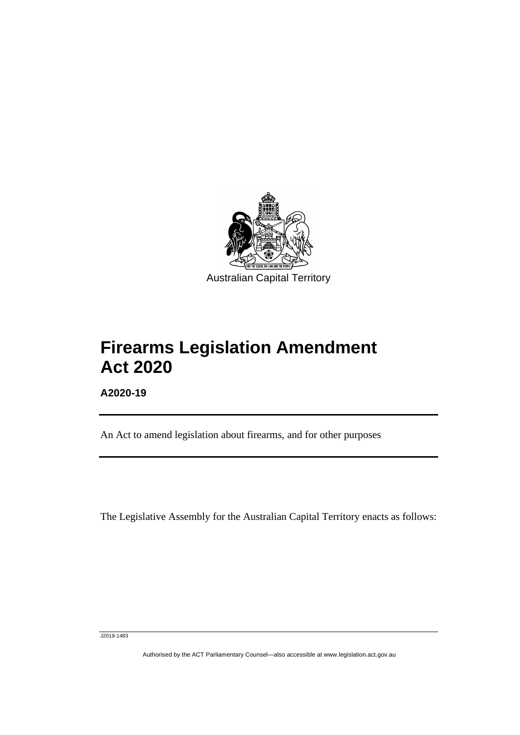Australian Capital Territory

# Firearms Legislation Amendment Act 2020

**A2020-19**

An Act to amend legislation about firearms, and for other purposes

The Legislative Assembly for the Australian Capital Territory enacts as follows: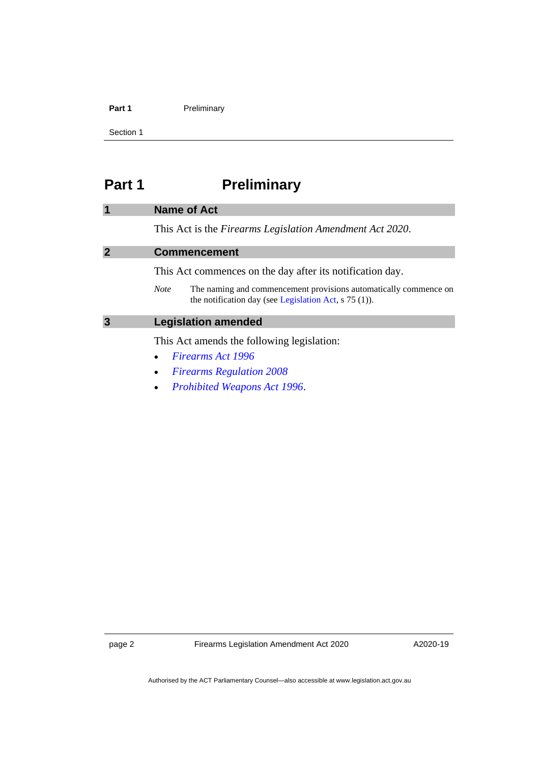# Part 1 Preliminary

## 1 Name of Act

This Act is the *Firearms Legislation Amendment Act 2020*.

## 2 Commencement

This Act commences on the day after its notification day.

*Note* The naming and commencement provisions automatically commence on the notification day (see Legislation Act, s 75 (1)).

## 3 Legislation amended

This Act amends the following legislation:

- *Firearms Act 1996*
- *Firearms Regulation 2008*
- *Prohibited Weapons Act 1996*.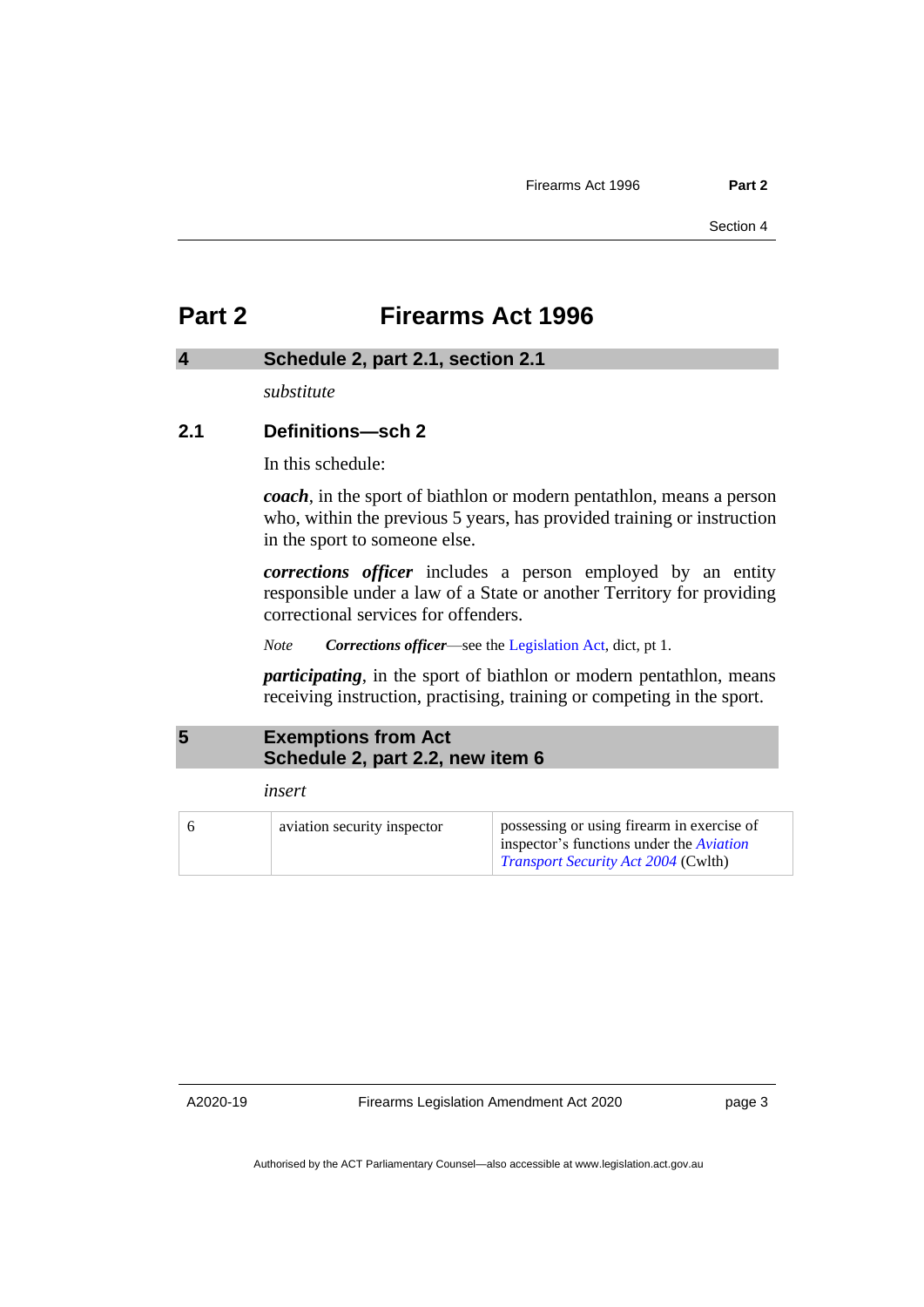# Part 2 Firearms Act 1996

## 4 Schedule 2, part 2.1, section 2.1

*substitute*

### 2.1 Definitions—sch 2

In this schedule:

***coach***, in the sport of biathlon or modern pentathlon, means a person who, within the previous 5 years, has provided training or instruction in the sport to someone else.

***corrections officer*** includes a person employed by an entity responsible under a law of a State or another Territory for providing correctional services for offenders.

*Note* ***Corrections officer***—see the Legislation Act, dict, pt 1.

***participating***, in the sport of biathlon or modern pentathlon, means receiving instruction, practising, training or competing in the sport.

## 5 Exemptions from Act Schedule 2, part 2.2, new item 6

*insert*

| | | |
|---|---|---|
| 6 | aviation security inspector | possessing or using firearm in exercise of inspector's functions under the *Aviation Transport Security Act 2004* (Cwlth) |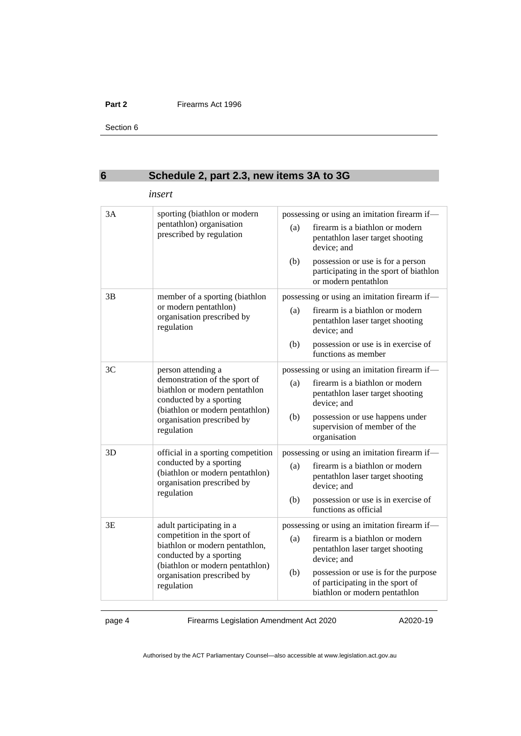## 6 Schedule 2, part 2.3, new items 3A to 3G

*insert*

| | | |
|---|---|---|
| 3A | sporting (biathlon or modern pentathlon) organisation prescribed by regulation | possessing or using an imitation firearm if—<br>(a) firearm is a biathlon or modern pentathlon laser target shooting device; and<br>(b) possession or use is for a person participating in the sport of biathlon or modern pentathlon |
| 3B | member of a sporting (biathlon or modern pentathlon) organisation prescribed by regulation | possessing or using an imitation firearm if—<br>(a) firearm is a biathlon or modern pentathlon laser target shooting device; and<br>(b) possession or use is in exercise of functions as member |
| 3C | person attending a demonstration of the sport of biathlon or modern pentathlon conducted by a sporting (biathlon or modern pentathlon) organisation prescribed by regulation | possessing or using an imitation firearm if—<br>(a) firearm is a biathlon or modern pentathlon laser target shooting device; and<br>(b) possession or use happens under supervision of member of the organisation |
| 3D | official in a sporting competition conducted by a sporting (biathlon or modern pentathlon) organisation prescribed by regulation | possessing or using an imitation firearm if—<br>(a) firearm is a biathlon or modern pentathlon laser target shooting device; and<br>(b) possession or use is in exercise of functions as official |
| 3E | adult participating in a competition in the sport of biathlon or modern pentathlon, conducted by a sporting (biathlon or modern pentathlon) organisation prescribed by regulation | possessing or using an imitation firearm if—<br>(a) firearm is a biathlon or modern pentathlon laser target shooting device; and<br>(b) possession or use is for the purpose of participating in the sport of biathlon or modern pentathlon |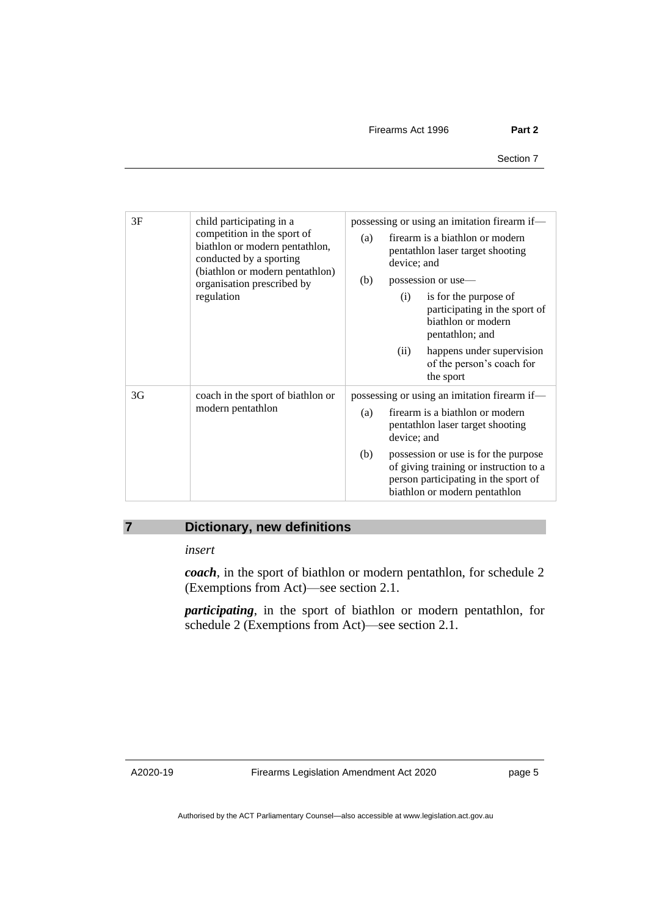| | | |
|---|---|---|
| 3F | child participating in a competition in the sport of biathlon or modern pentathlon, conducted by a sporting (biathlon or modern pentathlon) organisation prescribed by regulation | possessing or using an imitation firearm if—<br>(a) firearm is a biathlon or modern pentathlon laser target shooting device; and<br>(b) possession or use—<br>(i) is for the purpose of participating in the sport of biathlon or modern pentathlon; and<br>(ii) happens under supervision of the person's coach for the sport |
| 3G | coach in the sport of biathlon or modern pentathlon | possessing or using an imitation firearm if—<br>(a) firearm is a biathlon or modern pentathlon laser target shooting device; and<br>(b) possession or use is for the purpose of giving training or instruction to a person participating in the sport of biathlon or modern pentathlon |

## 7 Dictionary, new definitions

*insert*

***coach***, in the sport of biathlon or modern pentathlon, for schedule 2 (Exemptions from Act)—see section 2.1.

***participating***, in the sport of biathlon or modern pentathlon, for schedule 2 (Exemptions from Act)—see section 2.1.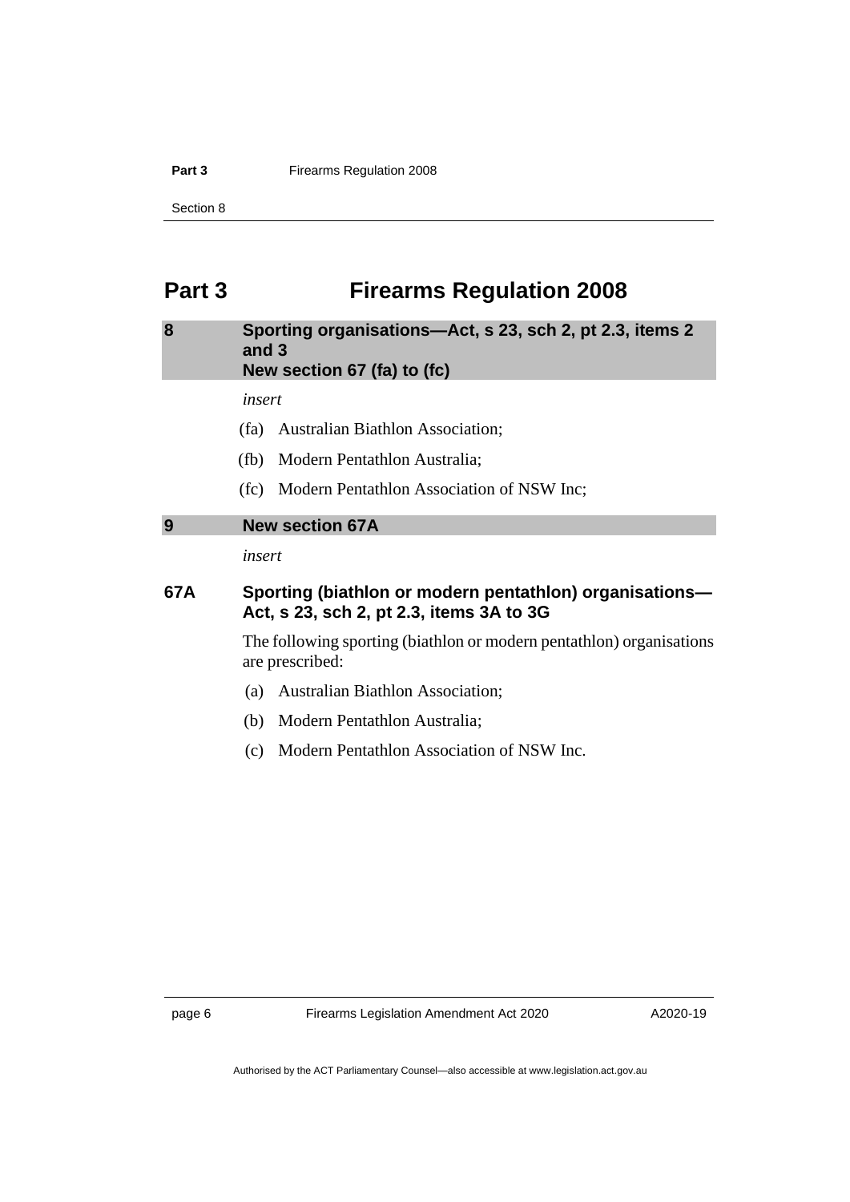# Part 3 Firearms Regulation 2008

## 8 Sporting organisations—Act, s 23, sch 2, pt 2.3, items 2 and 3 New section 67 (fa) to (fc)

*insert*

(fa) Australian Biathlon Association;

(fb) Modern Pentathlon Australia;

(fc) Modern Pentathlon Association of NSW Inc;

## 9 New section 67A

*insert*

### 67A Sporting (biathlon or modern pentathlon) organisations—Act, s 23, sch 2, pt 2.3, items 3A to 3G

The following sporting (biathlon or modern pentathlon) organisations are prescribed:

(a) Australian Biathlon Association;

(b) Modern Pentathlon Australia;

(c) Modern Pentathlon Association of NSW Inc.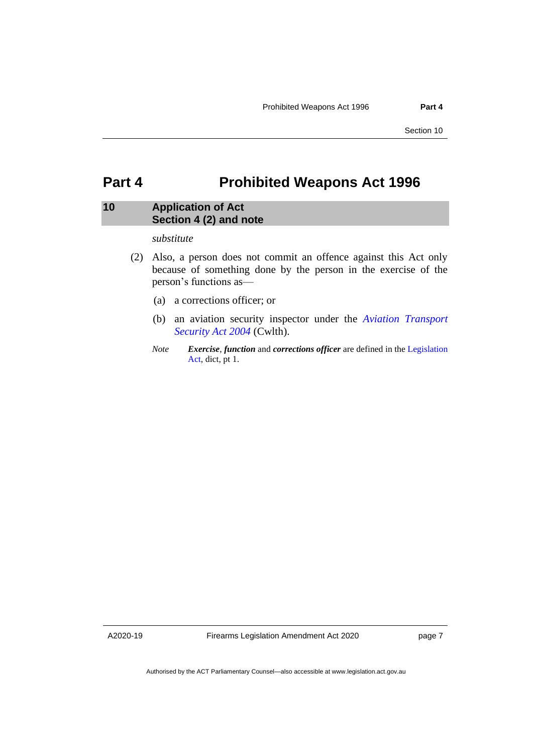# Part 4 Prohibited Weapons Act 1996

## 10 Application of Act
## Section 4 (2) and note

*substitute*

(2) Also, a person does not commit an offence against this Act only because of something done by the person in the exercise of the person's functions as—

(a) a corrections officer; or

(b) an aviation security inspector under the *Aviation Transport Security Act 2004* (Cwlth).

*Note* ***Exercise***, ***function*** and ***corrections officer*** are defined in the Legislation Act, dict, pt 1.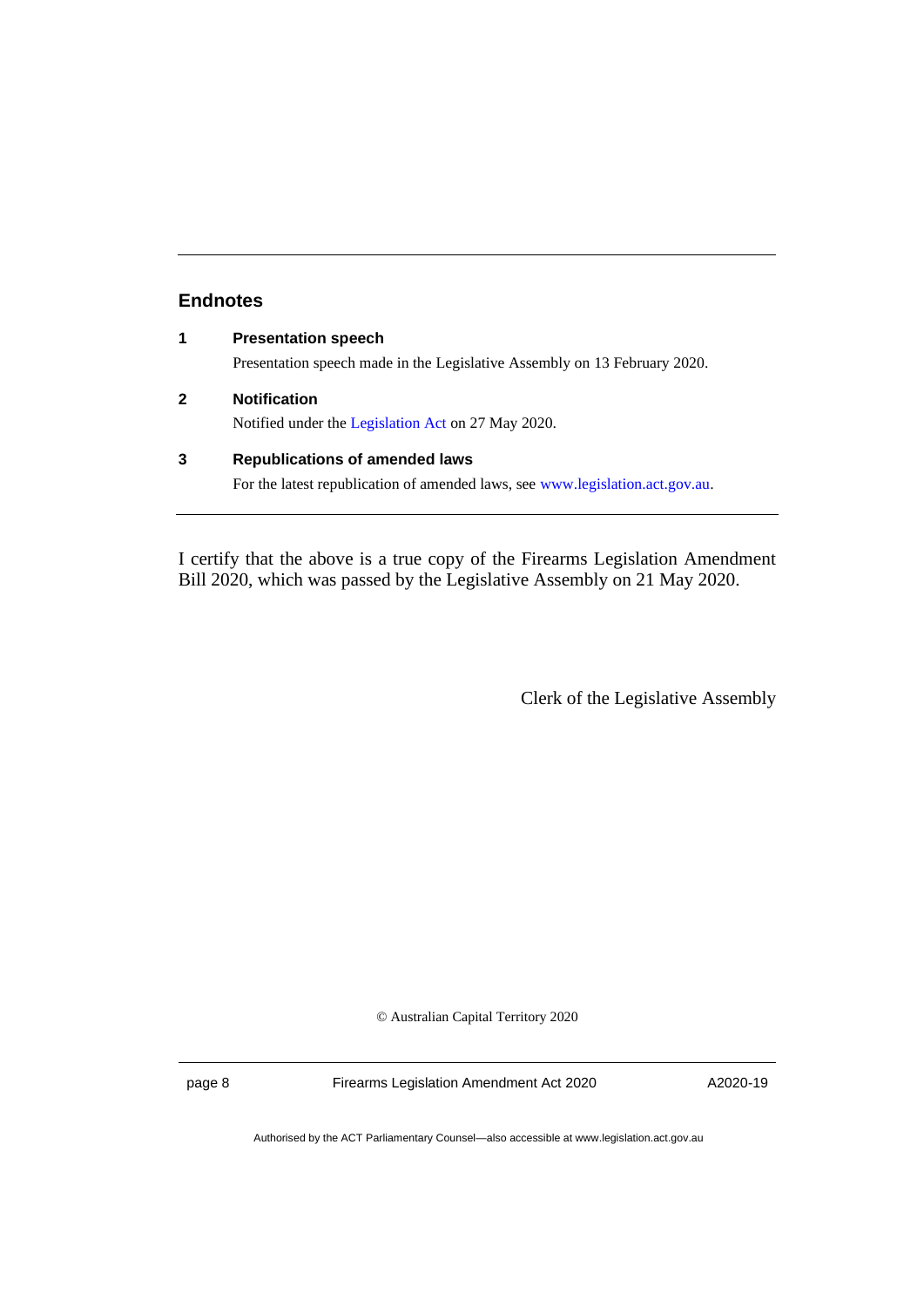## Endnotes

**1 Presentation speech**

Presentation speech made in the Legislative Assembly on 13 February 2020.

**2 Notification**

Notified under the Legislation Act on 27 May 2020.

**3 Republications of amended laws**

For the latest republication of amended laws, see www.legislation.act.gov.au.

I certify that the above is a true copy of the Firearms Legislation Amendment Bill 2020, which was passed by the Legislative Assembly on 21 May 2020.

Clerk of the Legislative Assembly

© Australian Capital Territory 2020